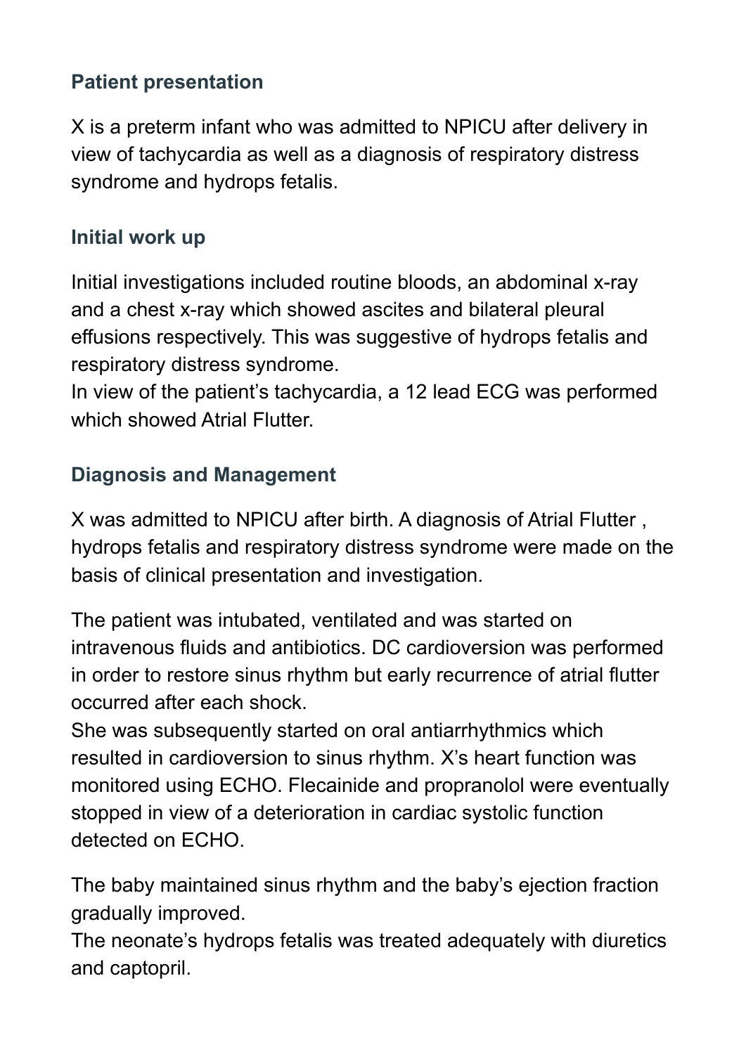### Patient presentation

X is a preterm infant who was admitted to NPICU after delivery in view of tachycardia as well as a diagnosis of respiratory distress syndrome and hydrops fetalis.

### Initial work up

Initial investigations included routine bloods, an abdominal x-ray and a chest x-ray which showed ascites and bilateral pleural effusions respectively. This was suggestive of hydrops fetalis and respiratory distress syndrome.
In view of the patient's tachycardia, a 12 lead ECG was performed which showed Atrial Flutter.

### Diagnosis and Management

X was admitted to NPICU after birth. A diagnosis of Atrial Flutter , hydrops fetalis and respiratory distress syndrome were made on the basis of clinical presentation and investigation.

The patient was intubated, ventilated and was started on intravenous fluids and antibiotics. DC cardioversion was performed in order to restore sinus rhythm but early recurrence of atrial flutter occurred after each shock.
She was subsequently started on oral antiarrhythmics which resulted in cardioversion to sinus rhythm. X's heart function was monitored using ECHO. Flecainide and propranolol were eventually stopped in view of a deterioration in cardiac systolic function detected on ECHO.

The baby maintained sinus rhythm and the baby's ejection fraction gradually improved.
The neonate's hydrops fetalis was treated adequately with diuretics and captopril.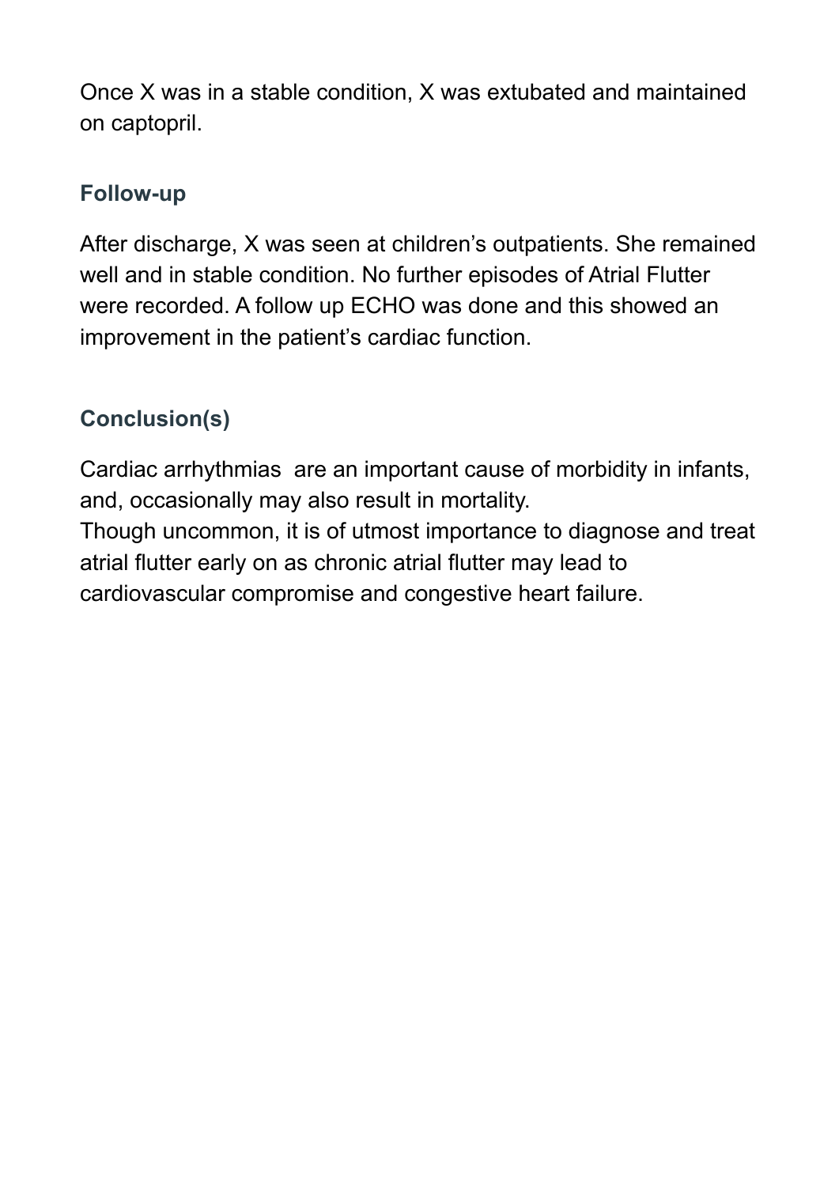Once X was in a stable condition, X was extubated and maintained on captopril.

## Follow-up

After discharge, X was seen at children's outpatients. She remained well and in stable condition. No further episodes of Atrial Flutter were recorded. A follow up ECHO was done and this showed an improvement in the patient's cardiac function.

## Conclusion(s)

Cardiac arrhythmias are an important cause of morbidity in infants, and, occasionally may also result in mortality.
Though uncommon, it is of utmost importance to diagnose and treat atrial flutter early on as chronic atrial flutter may lead to cardiovascular compromise and congestive heart failure.